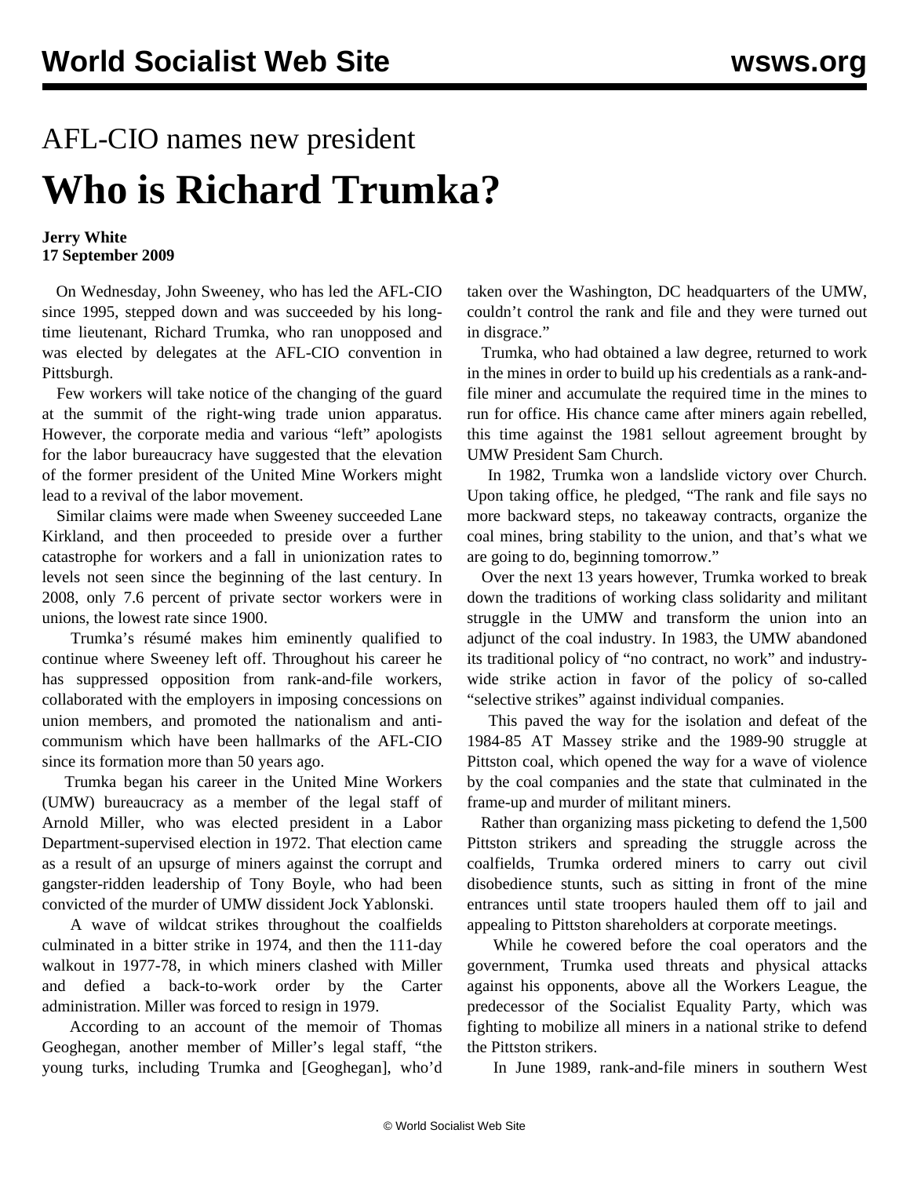AFL-CIO names new president

# Who is Richard Trumka?

**Jerry White**
**17 September 2009**

On Wednesday, John Sweeney, who has led the AFL-CIO since 1995, stepped down and was succeeded by his long-time lieutenant, Richard Trumka, who ran unopposed and was elected by delegates at the AFL-CIO convention in Pittsburgh.

Few workers will take notice of the changing of the guard at the summit of the right-wing trade union apparatus. However, the corporate media and various "left" apologists for the labor bureaucracy have suggested that the elevation of the former president of the United Mine Workers might lead to a revival of the labor movement.

Similar claims were made when Sweeney succeeded Lane Kirkland, and then proceeded to preside over a further catastrophe for workers and a fall in unionization rates to levels not seen since the beginning of the last century. In 2008, only 7.6 percent of private sector workers were in unions, the lowest rate since 1900.

Trumka's résumé makes him eminently qualified to continue where Sweeney left off. Throughout his career he has suppressed opposition from rank-and-file workers, collaborated with the employers in imposing concessions on union members, and promoted the nationalism and anti-communism which have been hallmarks of the AFL-CIO since its formation more than 50 years ago.

Trumka began his career in the United Mine Workers (UMW) bureaucracy as a member of the legal staff of Arnold Miller, who was elected president in a Labor Department-supervised election in 1972. That election came as a result of an upsurge of miners against the corrupt and gangster-ridden leadership of Tony Boyle, who had been convicted of the murder of UMW dissident Jock Yablonski.

A wave of wildcat strikes throughout the coalfields culminated in a bitter strike in 1974, and then the 111-day walkout in 1977-78, in which miners clashed with Miller and defied a back-to-work order by the Carter administration. Miller was forced to resign in 1979.

According to an account of the memoir of Thomas Geoghegan, another member of Miller's legal staff, "the young turks, including Trumka and [Geoghegan], who'd taken over the Washington, DC headquarters of the UMW, couldn't control the rank and file and they were turned out in disgrace."

Trumka, who had obtained a law degree, returned to work in the mines in order to build up his credentials as a rank-and-file miner and accumulate the required time in the mines to run for office. His chance came after miners again rebelled, this time against the 1981 sellout agreement brought by UMW President Sam Church.

In 1982, Trumka won a landslide victory over Church. Upon taking office, he pledged, "The rank and file says no more backward steps, no takeaway contracts, organize the coal mines, bring stability to the union, and that's what we are going to do, beginning tomorrow."

Over the next 13 years however, Trumka worked to break down the traditions of working class solidarity and militant struggle in the UMW and transform the union into an adjunct of the coal industry. In 1983, the UMW abandoned its traditional policy of "no contract, no work" and industry-wide strike action in favor of the policy of so-called "selective strikes" against individual companies.

This paved the way for the isolation and defeat of the 1984-85 AT Massey strike and the 1989-90 struggle at Pittston coal, which opened the way for a wave of violence by the coal companies and the state that culminated in the frame-up and murder of militant miners.

Rather than organizing mass picketing to defend the 1,500 Pittston strikers and spreading the struggle across the coalfields, Trumka ordered miners to carry out civil disobedience stunts, such as sitting in front of the mine entrances until state troopers hauled them off to jail and appealing to Pittston shareholders at corporate meetings.

While he cowered before the coal operators and the government, Trumka used threats and physical attacks against his opponents, above all the Workers League, the predecessor of the Socialist Equality Party, which was fighting to mobilize all miners in a national strike to defend the Pittston strikers.

In June 1989, rank-and-file miners in southern West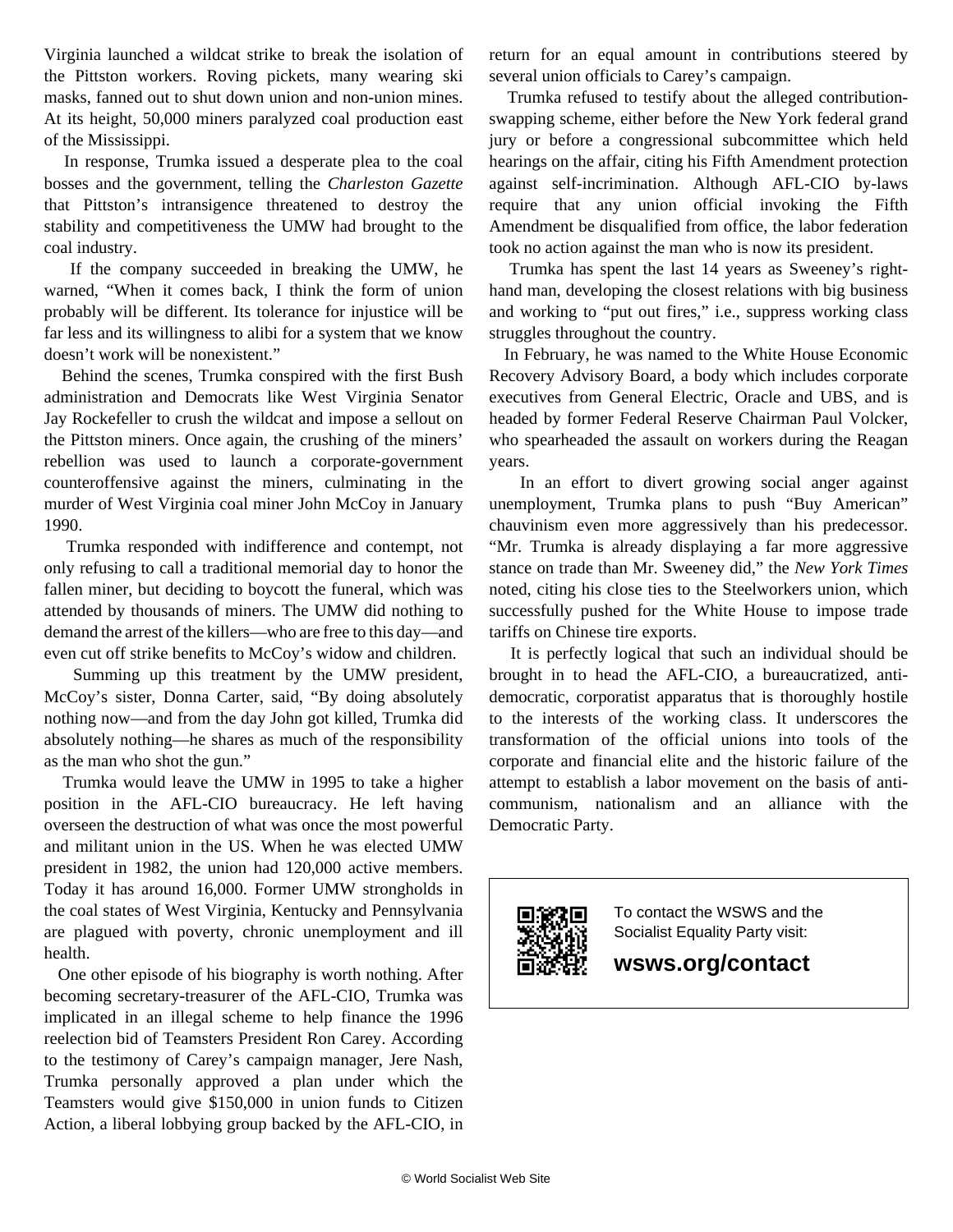Virginia launched a wildcat strike to break the isolation of the Pittston workers. Roving pickets, many wearing ski masks, fanned out to shut down union and non-union mines. At its height, 50,000 miners paralyzed coal production east of the Mississippi.

In response, Trumka issued a desperate plea to the coal bosses and the government, telling the *Charleston Gazette* that Pittston's intransigence threatened to destroy the stability and competitiveness the UMW had brought to the coal industry.

If the company succeeded in breaking the UMW, he warned, "When it comes back, I think the form of union probably will be different. Its tolerance for injustice will be far less and its willingness to alibi for a system that we know doesn't work will be nonexistent."

Behind the scenes, Trumka conspired with the first Bush administration and Democrats like West Virginia Senator Jay Rockefeller to crush the wildcat and impose a sellout on the Pittston miners. Once again, the crushing of the miners' rebellion was used to launch a corporate-government counteroffensive against the miners, culminating in the murder of West Virginia coal miner John McCoy in January 1990.

Trumka responded with indifference and contempt, not only refusing to call a traditional memorial day to honor the fallen miner, but deciding to boycott the funeral, which was attended by thousands of miners. The UMW did nothing to demand the arrest of the killers—who are free to this day—and even cut off strike benefits to McCoy's widow and children.

Summing up this treatment by the UMW president, McCoy's sister, Donna Carter, said, "By doing absolutely nothing now—and from the day John got killed, Trumka did absolutely nothing—he shares as much of the responsibility as the man who shot the gun."

Trumka would leave the UMW in 1995 to take a higher position in the AFL-CIO bureaucracy. He left having overseen the destruction of what was once the most powerful and militant union in the US. When he was elected UMW president in 1982, the union had 120,000 active members. Today it has around 16,000. Former UMW strongholds in the coal states of West Virginia, Kentucky and Pennsylvania are plagued with poverty, chronic unemployment and ill health.

One other episode of his biography is worth nothing. After becoming secretary-treasurer of the AFL-CIO, Trumka was implicated in an illegal scheme to help finance the 1996 reelection bid of Teamsters President Ron Carey. According to the testimony of Carey's campaign manager, Jere Nash, Trumka personally approved a plan under which the Teamsters would give $150,000 in union funds to Citizen Action, a liberal lobbying group backed by the AFL-CIO, in return for an equal amount in contributions steered by several union officials to Carey's campaign.

Trumka refused to testify about the alleged contribution-swapping scheme, either before the New York federal grand jury or before a congressional subcommittee which held hearings on the affair, citing his Fifth Amendment protection against self-incrimination. Although AFL-CIO by-laws require that any union official invoking the Fifth Amendment be disqualified from office, the labor federation took no action against the man who is now its president.

Trumka has spent the last 14 years as Sweeney's right-hand man, developing the closest relations with big business and working to "put out fires," i.e., suppress working class struggles throughout the country.

In February, he was named to the White House Economic Recovery Advisory Board, a body which includes corporate executives from General Electric, Oracle and UBS, and is headed by former Federal Reserve Chairman Paul Volcker, who spearheaded the assault on workers during the Reagan years.

In an effort to divert growing social anger against unemployment, Trumka plans to push "Buy American" chauvinism even more aggressively than his predecessor. "Mr. Trumka is already displaying a far more aggressive stance on trade than Mr. Sweeney did," the *New York Times* noted, citing his close ties to the Steelworkers union, which successfully pushed for the White House to impose trade tariffs on Chinese tire exports.

It is perfectly logical that such an individual should be brought in to head the AFL-CIO, a bureaucratized, anti-democratic, corporatist apparatus that is thoroughly hostile to the interests of the working class. It underscores the transformation of the official unions into tools of the corporate and financial elite and the historic failure of the attempt to establish a labor movement on the basis of anti-communism, nationalism and an alliance with the Democratic Party.

To contact the WSWS and the Socialist Equality Party visit:

**wsws.org/contact**